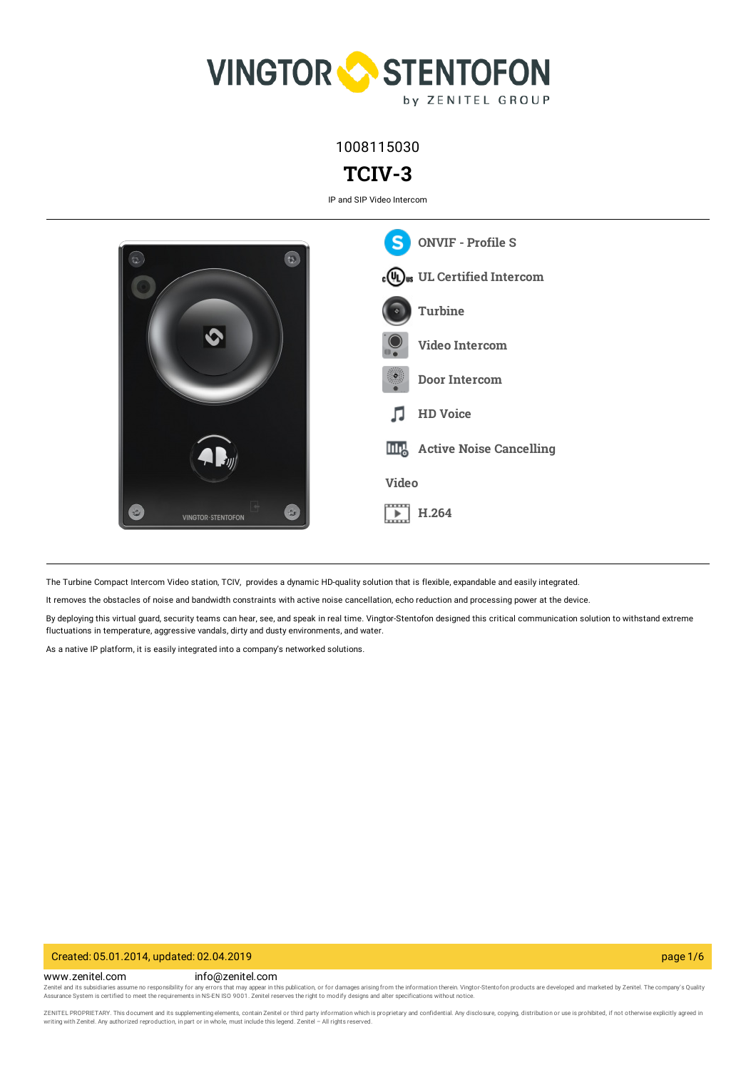1008115030

# TCIV-3

IP and SIP Video Intercom

- ONVIF - Profile S
- UL Certified Intercom
- Turbine
- Video Intercom
- Door Intercom
- HD Voice
- Active Noise Cancelling

**Video**

- H.264

The Turbine Compact Intercom Video station, TCIV, provides a dynamic HD-quality solution that is flexible, expandable and easily integrated.

It removes the obstacles of noise and bandwidth constraints with active noise cancellation, echo reduction and processing power at the device.

By deploying this virtual guard, security teams can hear, see, and speak in real time. Vingtor-Stentofon designed this critical communication solution to withstand extreme fluctuations in temperature, aggressive vandals, dirty and dusty environments, and water.

As a native IP platform, it is easily integrated into a company's networked solutions.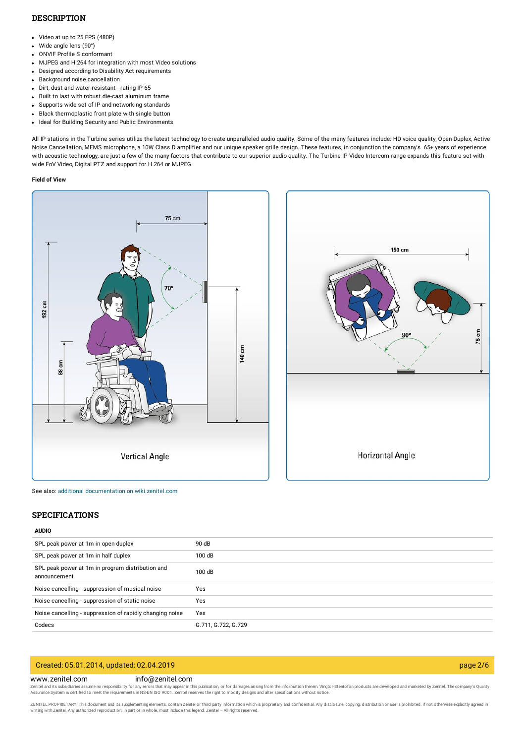## DESCRIPTION

- Video at up to 25 FPS (480P)
- Wide angle lens (90°)
- ONVIF Profile S conformant
- MJPEG and H.264 for integration with most Video solutions
- Designed according to Disability Act requirements
- Background noise cancellation
- Dirt, dust and water resistant - rating IP-65
- Built to last with robust die-cast aluminum frame
- Supports wide set of IP and networking standards
- Black thermoplastic front plate with single button
- Ideal for Building Security and Public Environments

All IP stations in the Turbine series utilize the latest technology to create unparalleled audio quality. Some of the many features include: HD voice quality, Open Duplex, Active Noise Cancellation, MEMS microphone, a 10W Class D amplifier and our unique speaker grille design. These features, in conjunction the company's 65+ years of experience with acoustic technology, are just a few of the many factors that contribute to our superior audio quality. The Turbine IP Video Intercom range expands this feature set with wide FoV Video, Digital PTZ and support for H.264 or MJPEG.

**Field of View**

75 cm

192 cm

70°

88 cm

140 cm

Vertical Angle

150 cm

90°

75 cm

Horizontal Angle

See also: additional documentation on wiki.zenitel.com

## SPECIFICATIONS

**AUDIO**

| | |
|---|---|
| SPL peak power at 1m in open duplex | 90 dB |
| SPL peak power at 1m in half duplex | 100 dB |
| SPL peak power at 1m in program distribution and announcement | 100 dB |
| Noise cancelling - suppression of musical noise | Yes |
| Noise cancelling - suppression of static noise | Yes |
| Noise cancelling - suppression of rapidly changing noise | Yes |
| Codecs | G.711, G.722, G.729 |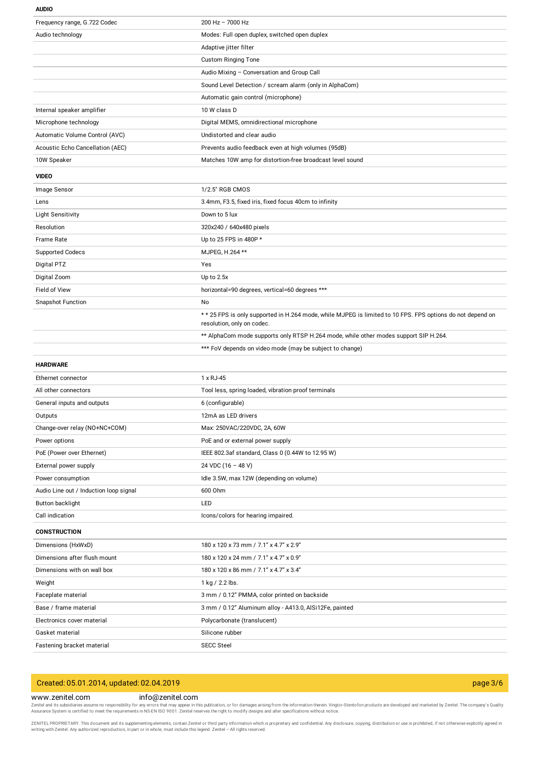## AUDIO

| | |
|---|---|
| Frequency range, G.722 Codec | 200 Hz – 7000 Hz |
| Audio technology | Modes: Full open duplex, switched open duplex |
| | Adaptive jitter filter |
| | Custom Ringing Tone |
| | Audio Mixing – Conversation and Group Call |
| | Sound Level Detection / scream alarm (only in AlphaCom) |
| | Automatic gain control (microphone) |
| Internal speaker amplifier | 10 W class D |
| Microphone technology | Digital MEMS, omnidirectional microphone |
| Automatic Volume Control (AVC) | Undistorted and clear audio |
| Acoustic Echo Cancellation (AEC) | Prevents audio feedback even at high volumes (95dB) |
| 10W Speaker | Matches 10W amp for distortion-free broadcast level sound |

## VIDEO

| | |
|---|---|
| Image Sensor | 1/2.5" RGB CMOS |
| Lens | 3.4mm, F3.5, fixed iris, fixed focus 40cm to infinity |
| Light Sensitivity | Down to 5 lux |
| Resolution | 320x240 / 640x480 pixels |
| Frame Rate | Up to 25 FPS in 480P * |
| Supported Codecs | MJPEG, H.264 ** |
| Digital PTZ | Yes |
| Digital Zoom | Up to 2.5x |
| Field of View | horizontal=90 degrees, vertical=60 degrees *** |
| Snapshot Function | No |
| | * * 25 FPS is only supported in H.264 mode, while MJPEG is limited to 10 FPS. FPS options do not depend on resolution, only on codec. |
| | ** AlphaCom mode supports only RTSP H.264 mode, while other modes support SIP H.264. |
| | *** FoV depends on video mode (may be subject to change) |

## HARDWARE

| | |
|---|---|
| Ethernet connector | 1 x RJ-45 |
| All other connectors | Tool less, spring loaded, vibration proof terminals |
| General inputs and outputs | 6 (configurable) |
| Outputs | 12mA as LED drivers |
| Change-over relay (NO+NC+COM) | Max: 250VAC/220VDC, 2A, 60W |
| Power options | PoE and or external power supply |
| PoE (Power over Ethernet) | IEEE 802.3af standard, Class 0 (0.44W to 12.95 W) |
| External power supply | 24 VDC (16 – 48 V) |
| Power consumption | Idle 3.5W, max 12W (depending on volume) |
| Audio Line out / Induction loop signal | 600 Ohm |
| Button backlight | LED |
| Call indication | Icons/colors for hearing impaired. |

## CONSTRUCTION

| | |
|---|---|
| Dimensions (HxWxD) | 180 x 120 x 73 mm / 7.1" x 4.7" x 2.9" |
| Dimensions after flush mount | 180 x 120 x 24 mm / 7.1" x 4.7" x 0.9" |
| Dimensions with on wall box | 180 x 120 x 86 mm / 7.1" x 4.7" x 3.4" |
| Weight | 1 kg / 2.2 lbs. |
| Faceplate material | 3 mm / 0.12" PMMA, color printed on backside |
| Base / frame material | 3 mm / 0.12" Aluminum alloy - A413.0, AlSi12Fe, painted |
| Electronics cover material | Polycarbonate (translucent) |
| Gasket material | Silicone rubber |
| Fastening bracket material | SECC Steel |

Created: 05.01.2014, updated: 02.04.2019

www.zenitel.com info@zenitel.com

Zenitel and its subsidiaries assume no responsibility for any errors that may appear in this publication, or for damages arising from the information therein. Vingtor-Stentofon products are developed and marketed by Zenitel. The company's Quality Assurance System is certified to meet the requirements in NS-EN ISO 9001. Zenitel reserves the right to modify designs and alter specifications without notice.

ZENITEL PROPRIETARY. This document and its supplementing elements, contain Zenitel or third party information which is proprietary and confidential. Any disclosure, copying, distribution or use is prohibited, if not otherwise explicitly agreed in writing with Zenitel. Any authorized reproduction, in part or in whole, must include this legend. Zenitel – All rights reserved.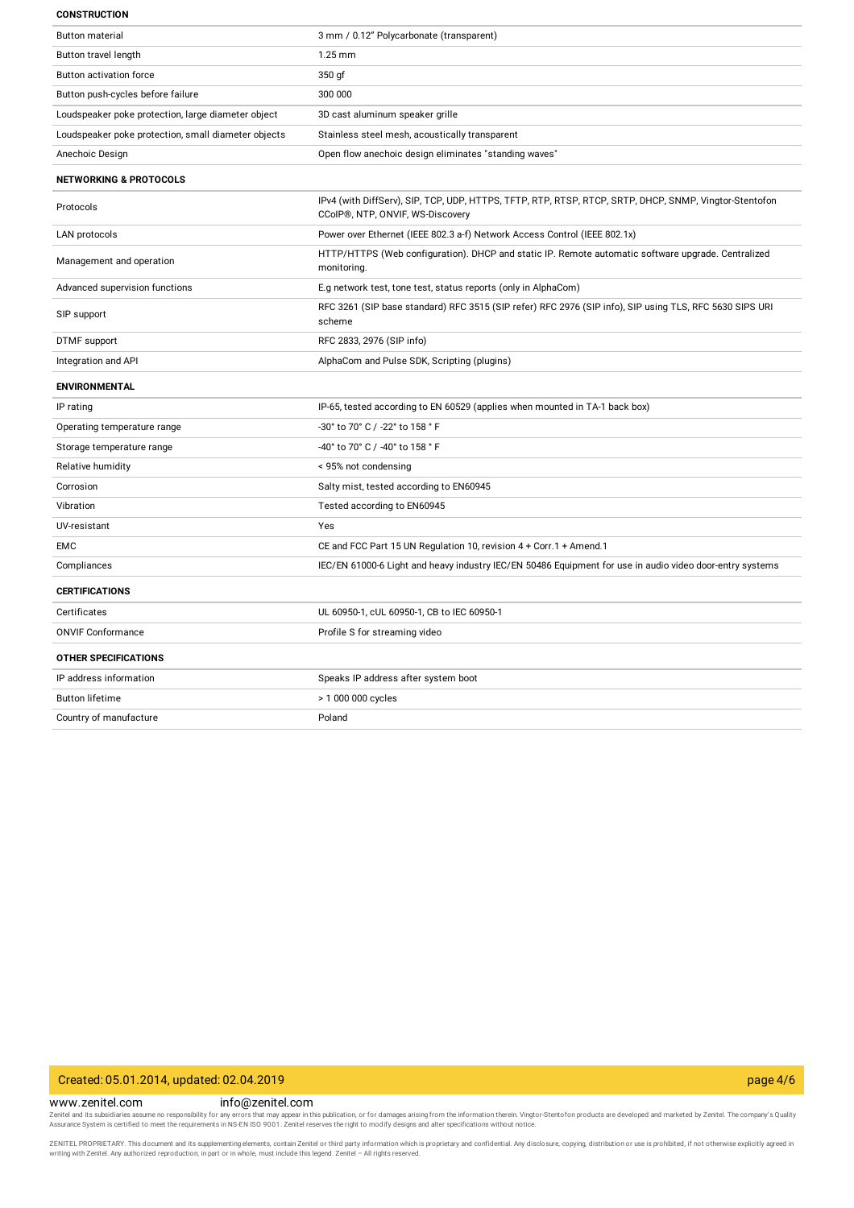### CONSTRUCTION

| | |
|---|---|
| Button material | 3 mm / 0.12" Polycarbonate (transparent) |
| Button travel length | 1.25 mm |
| Button activation force | 350 gf |
| Button push-cycles before failure | 300 000 |
| Loudspeaker poke protection, large diameter object | 3D cast aluminum speaker grille |
| Loudspeaker poke protection, small diameter objects | Stainless steel mesh, acoustically transparent |
| Anechoic Design | Open flow anechoic design eliminates "standing waves" |

### NETWORKING & PROTOCOLS

| | |
|---|---|
| Protocols | IPv4 (with DiffServ), SIP, TCP, UDP, HTTPS, TFTP, RTP, RTSP, RTCP, SRTP, DHCP, SNMP, Vingtor-Stentofon CCoIP®, NTP, ONVIF, WS-Discovery |
| LAN protocols | Power over Ethernet (IEEE 802.3 a-f) Network Access Control (IEEE 802.1x) |
| Management and operation | HTTP/HTTPS (Web configuration). DHCP and static IP. Remote automatic software upgrade. Centralized monitoring. |
| Advanced supervision functions | E.g network test, tone test, status reports (only in AlphaCom) |
| SIP support | RFC 3261 (SIP base standard) RFC 3515 (SIP refer) RFC 2976 (SIP info), SIP using TLS, RFC 5630 SIPS URI scheme |
| DTMF support | RFC 2833, 2976 (SIP info) |
| Integration and API | AlphaCom and Pulse SDK, Scripting (plugins) |

### ENVIRONMENTAL

| | |
|---|---|
| IP rating | IP-65, tested according to EN 60529 (applies when mounted in TA-1 back box) |
| Operating temperature range | -30° to 70° C / -22° to 158 ° F |
| Storage temperature range | -40° to 70° C / -40° to 158 ° F |
| Relative humidity | < 95% not condensing |
| Corrosion | Salty mist, tested according to EN60945 |
| Vibration | Tested according to EN60945 |
| UV-resistant | Yes |
| EMC | CE and FCC Part 15 UN Regulation 10, revision 4 + Corr.1 + Amend.1 |
| Compliances | IEC/EN 61000-6 Light and heavy industry IEC/EN 50486 Equipment for use in audio video door-entry systems |

### CERTIFICATIONS

| | |
|---|---|
| Certificates | UL 60950-1, cUL 60950-1, CB to IEC 60950-1 |
| ONVIF Conformance | Profile S for streaming video |

### OTHER SPECIFICATIONS

| | |
|---|---|
| IP address information | Speaks IP address after system boot |
| Button lifetime | > 1 000 000 cycles |
| Country of manufacture | Poland |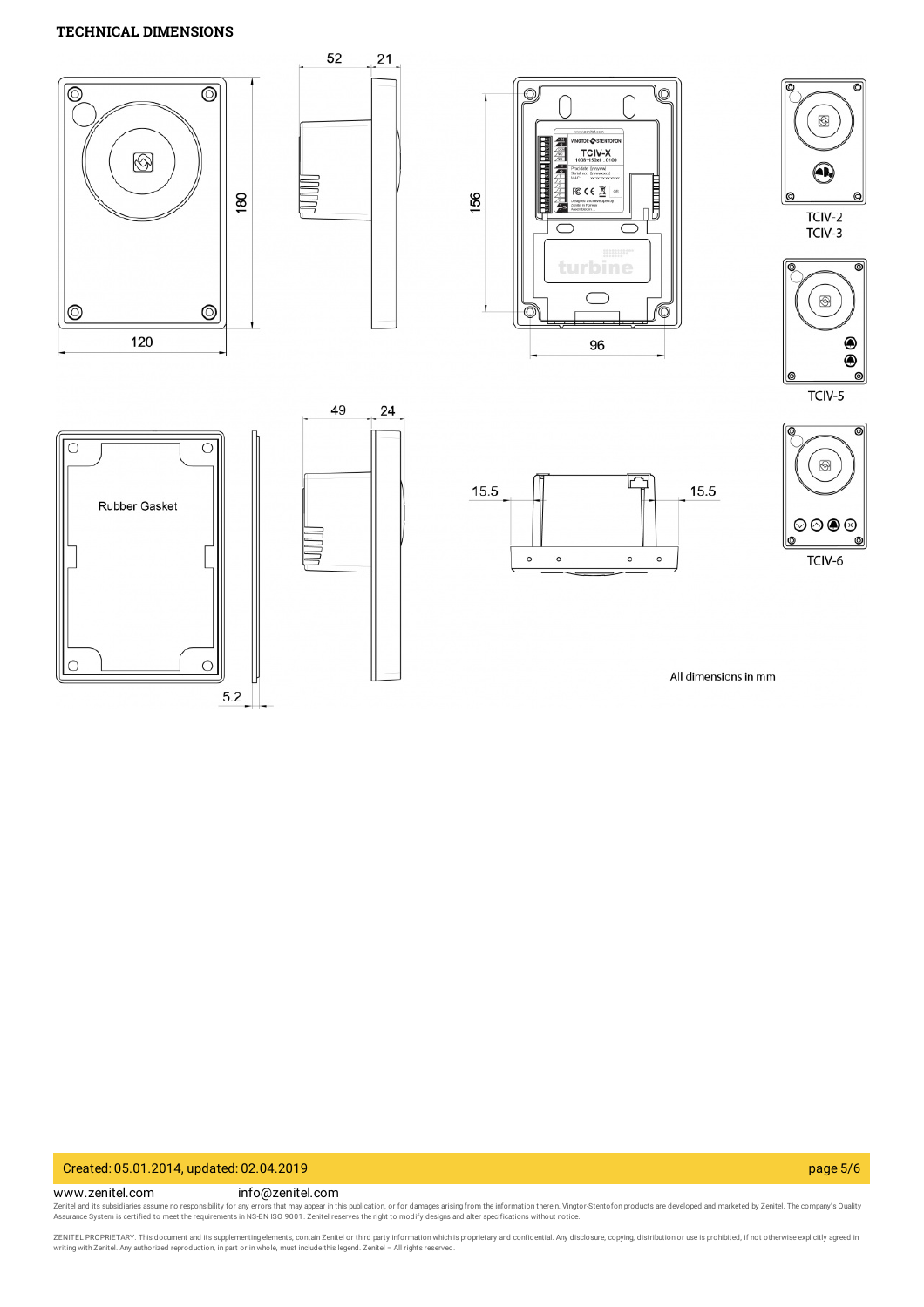## TECHNICAL DIMENSIONS

All dimensions in mm

www.zenitel.com info@zenitel.com

Zenitel and its subsidiaries assume no responsibility for any errors that may appear in this publication, or for damages arising from the information therein. Vingtor-Stentofon products are developed and marketed by Zenitel. The company's Quality Assurance System is certified to meet the requirements in NS-EN ISO 9001. Zenitel reserves the right to modify designs and alter specifications without notice.

ZENITEL PROPRIETARY. This document and its supplementing elements, contain Zenitel or third party information which is proprietary and confidential. Any disclosure, copying, distribution or use is prohibited, if not otherwise explicitly agreed in writing with Zenitel. Any authorized reproduction, in part or in whole, must include this legend. Zenitel – All rights reserved.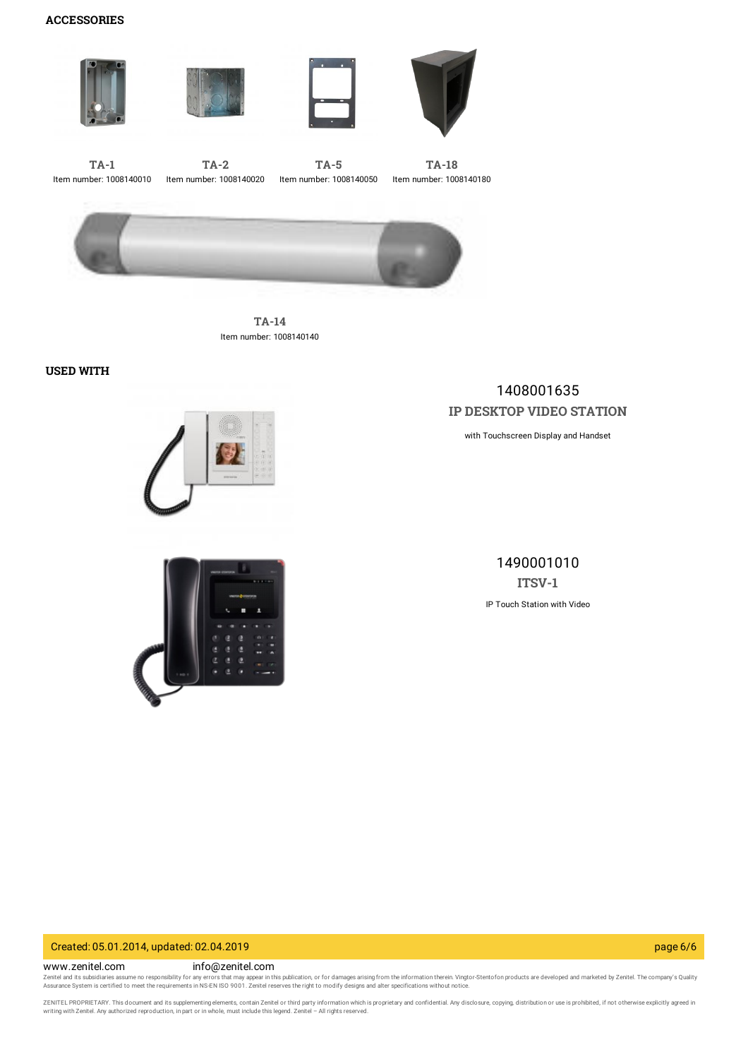## ACCESSORIES

**TA-1**
Item number: 1008140010

**TA-2**
Item number: 1008140020

**TA-5**
Item number: 1008140050

**TA-18**
Item number: 1008140180

**TA-14**
Item number: 1008140140

## USED WITH

1408001635

**IP DESKTOP VIDEO STATION**

with Touchscreen Display and Handset

1490001010

**ITSV-1**

IP Touch Station with Video

Created: 05.01.2014, updated: 02.04.2019

www.zenitel.com info@zenitel.com

Zenitel and its subsidiaries assume no responsibility for any errors that may appear in this publication, or for damages arising from the information therein. Vingtor-Stentofon products are developed and marketed by Zenitel. The company's Quality Assurance System is certified to meet the requirements in NS-EN ISO 9001. Zenitel reserves the right to modify designs and alter specifications without notice.

ZENITEL PROPRIETARY. This document and its supplementing elements, contain Zenitel or third party information which is proprietary and confidential. Any disclosure, copying, distribution or use is prohibited, if not otherwise explicitly agreed in writing with Zenitel. Any authorized reproduction, in part or in whole, must include this legend. Zenitel – All rights reserved.